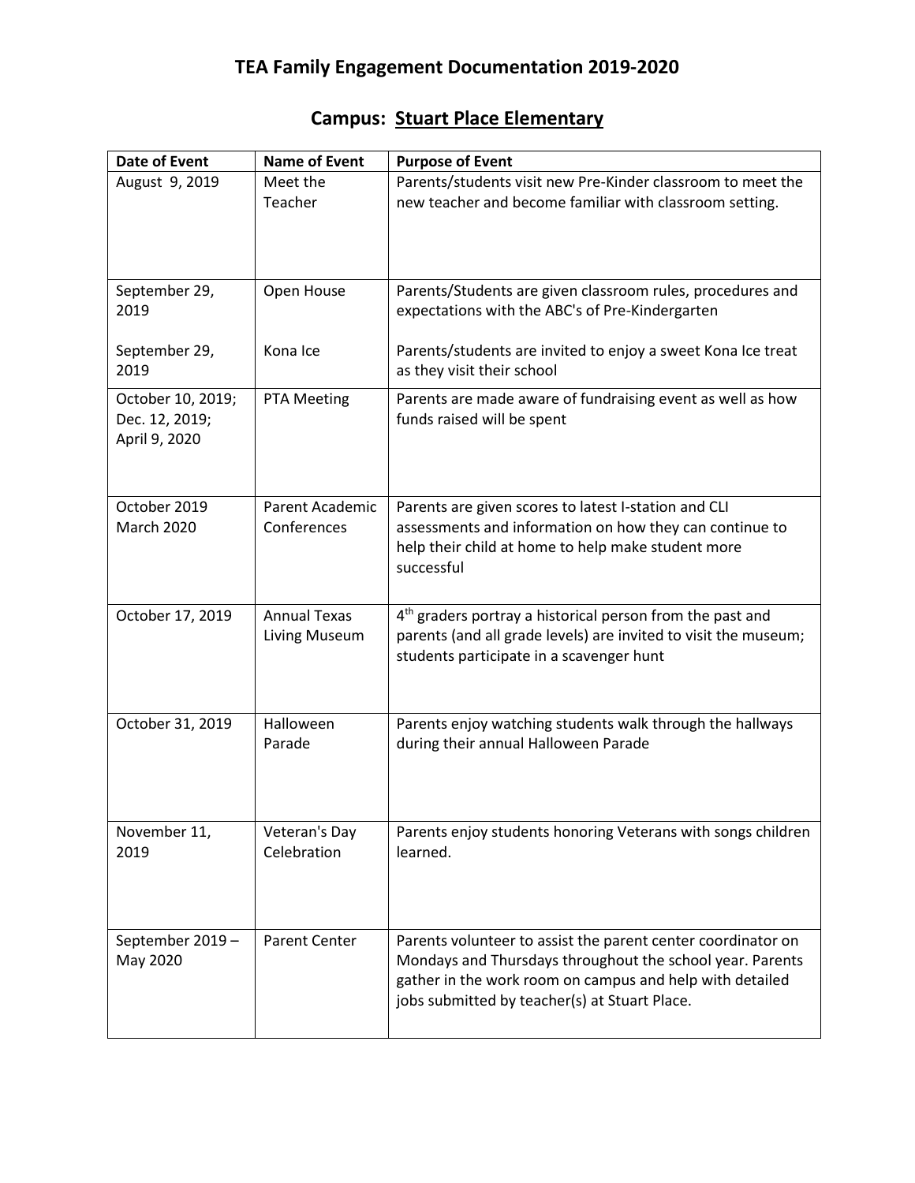# TEA Family Engagement Documentation 2019-2020

## Campus: Stuart Place Elementary

| Date of Event | Name of Event | Purpose of Event |
|---|---|---|
| August 9, 2019 | Meet the Teacher | Parents/students visit new Pre-Kinder classroom to meet the new teacher and become familiar with classroom setting. |
| September 29, 2019<br><br>September 29, 2019 | Open House<br><br>Kona Ice | Parents/Students are given classroom rules, procedures and expectations with the ABC's of Pre-Kindergarten<br><br>Parents/students are invited to enjoy a sweet Kona Ice treat as they visit their school |
| October 10, 2019; Dec. 12, 2019; April 9, 2020 | PTA Meeting | Parents are made aware of fundraising event as well as how funds raised will be spent |
| October 2019<br>March 2020 | Parent Academic Conferences | Parents are given scores to latest I-station and CLI assessments and information on how they can continue to help their child at home to help make student more successful |
| October 17, 2019 | Annual Texas Living Museum | 4th graders portray a historical person from the past and parents (and all grade levels) are invited to visit the museum; students participate in a scavenger hunt |
| October 31, 2019 | Halloween Parade | Parents enjoy watching students walk through the hallways during their annual Halloween Parade |
| November 11, 2019 | Veteran's Day Celebration | Parents enjoy students honoring Veterans with songs children learned. |
| September 2019 – May 2020 | Parent Center | Parents volunteer to assist the parent center coordinator on Mondays and Thursdays throughout the school year. Parents gather in the work room on campus and help with detailed jobs submitted by teacher(s) at Stuart Place. |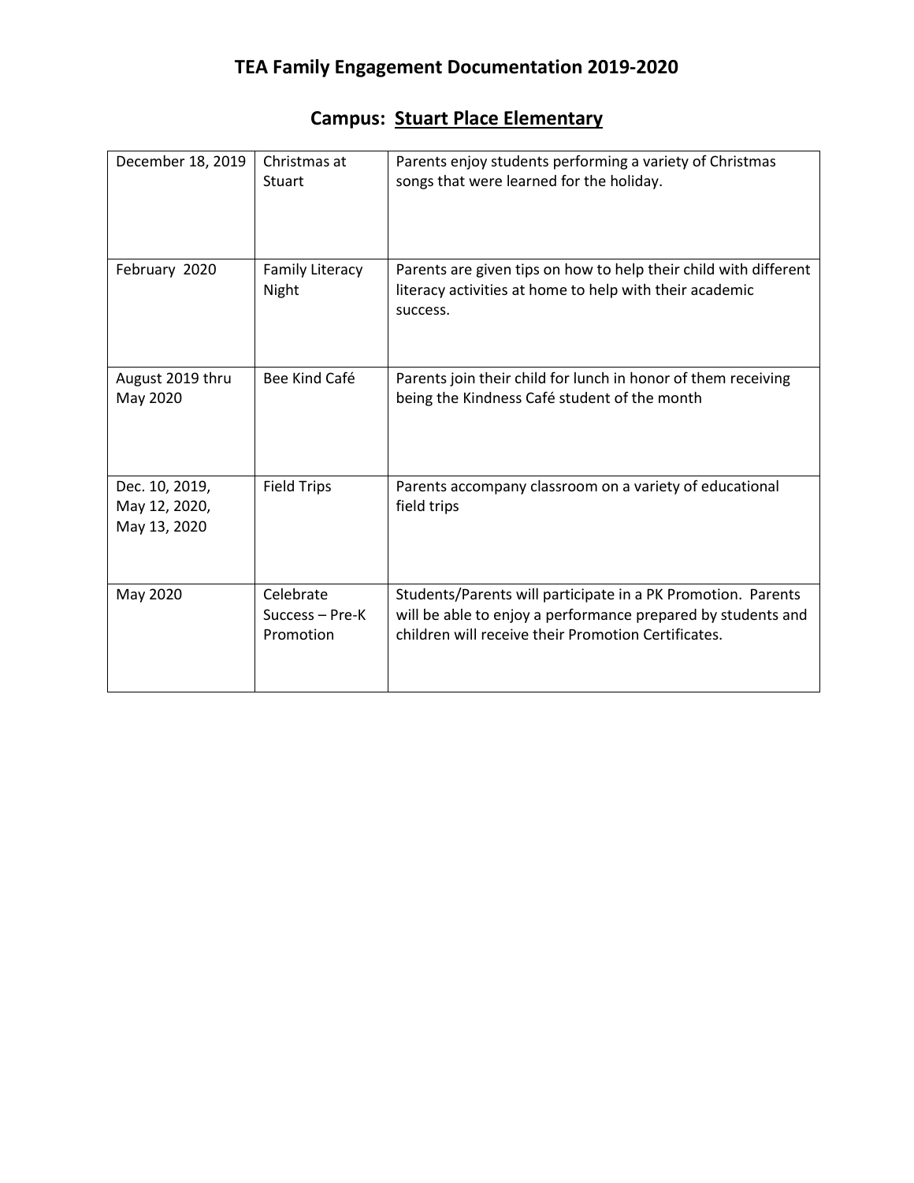# TEA Family Engagement Documentation 2019-2020

## Campus: Stuart Place Elementary

| | | |
|---|---|---|
| December 18, 2019 | Christmas at Stuart | Parents enjoy students performing a variety of Christmas songs that were learned for the holiday. |
| February 2020 | Family Literacy Night | Parents are given tips on how to help their child with different literacy activities at home to help with their academic success. |
| August 2019 thru May 2020 | Bee Kind Café | Parents join their child for lunch in honor of them receiving being the Kindness Café student of the month |
| Dec. 10, 2019, May 12, 2020, May 13, 2020 | Field Trips | Parents accompany classroom on a variety of educational field trips |
| May 2020 | Celebrate Success – Pre-K Promotion | Students/Parents will participate in a PK Promotion. Parents will be able to enjoy a performance prepared by students and children will receive their Promotion Certificates. |